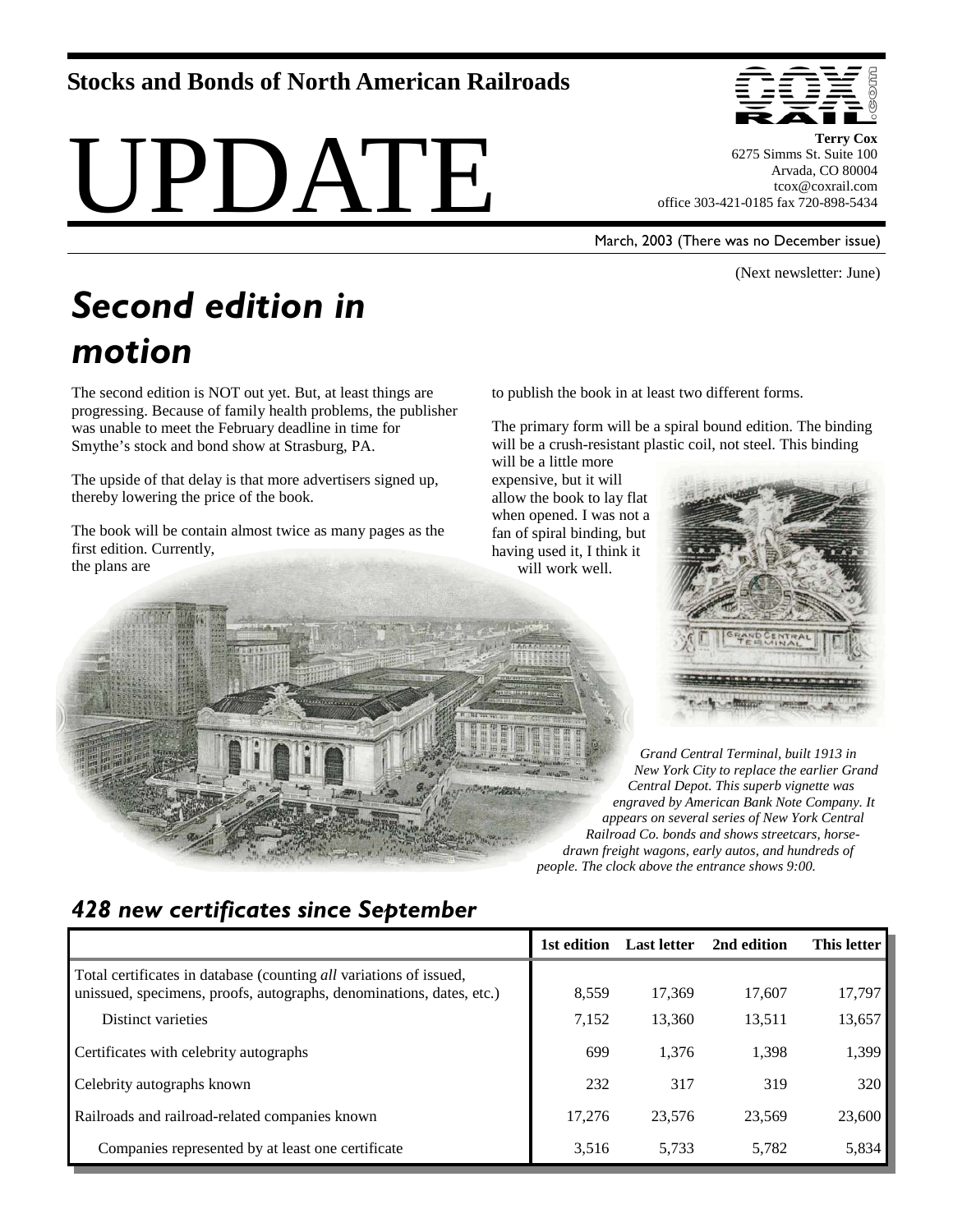**Stocks and Bonds of North American Railroads**

# UPDATE

**Terry Cox**
6275 Simms St. Suite 100
Arvada, CO 80004
tcox@coxrail.com
office 303-421-0185 fax 720-898-5434

March, 2003 (There was no December issue)

(Next newsletter: June)

## *Second edition in motion*

The second edition is NOT out yet. But, at least things are progressing. Because of family health problems, the publisher was unable to meet the February deadline in time for Smythe's stock and bond show at Strasburg, PA.

The upside of that delay is that more advertisers signed up, thereby lowering the price of the book.

The book will be contain almost twice as many pages as the first edition. Currently, the plans are to publish the book in at least two different forms.

The primary form will be a spiral bound edition. The binding will be a crush-resistant plastic coil, not steel. This binding will be a little more expensive, but it will allow the book to lay flat when opened. I was not a fan of spiral binding, but having used it, I think it will work well.

*Grand Central Terminal, built 1913 in New York City to replace the earlier Grand Central Depot. This superb vignette was engraved by American Bank Note Company. It appears on several series of New York Central Railroad Co. bonds and shows streetcars, horse-drawn freight wagons, early autos, and hundreds of people. The clock above the entrance shows 9:00.*

## *428 new certificates since September*

| | 1st edition | Last letter | 2nd edition | This letter |
|---|---|---|---|---|
| Total certificates in database (counting *all* variations of issued, unissued, specimens, proofs, autographs, denominations, dates, etc.) | 8,559 | 17,369 | 17,607 | 17,797 |
| Distinct varieties | 7,152 | 13,360 | 13,511 | 13,657 |
| Certificates with celebrity autographs | 699 | 1,376 | 1,398 | 1,399 |
| Celebrity autographs known | 232 | 317 | 319 | 320 |
| Railroads and railroad-related companies known | 17,276 | 23,576 | 23,569 | 23,600 |
| Companies represented by at least one certificate | 3,516 | 5,733 | 5,782 | 5,834 |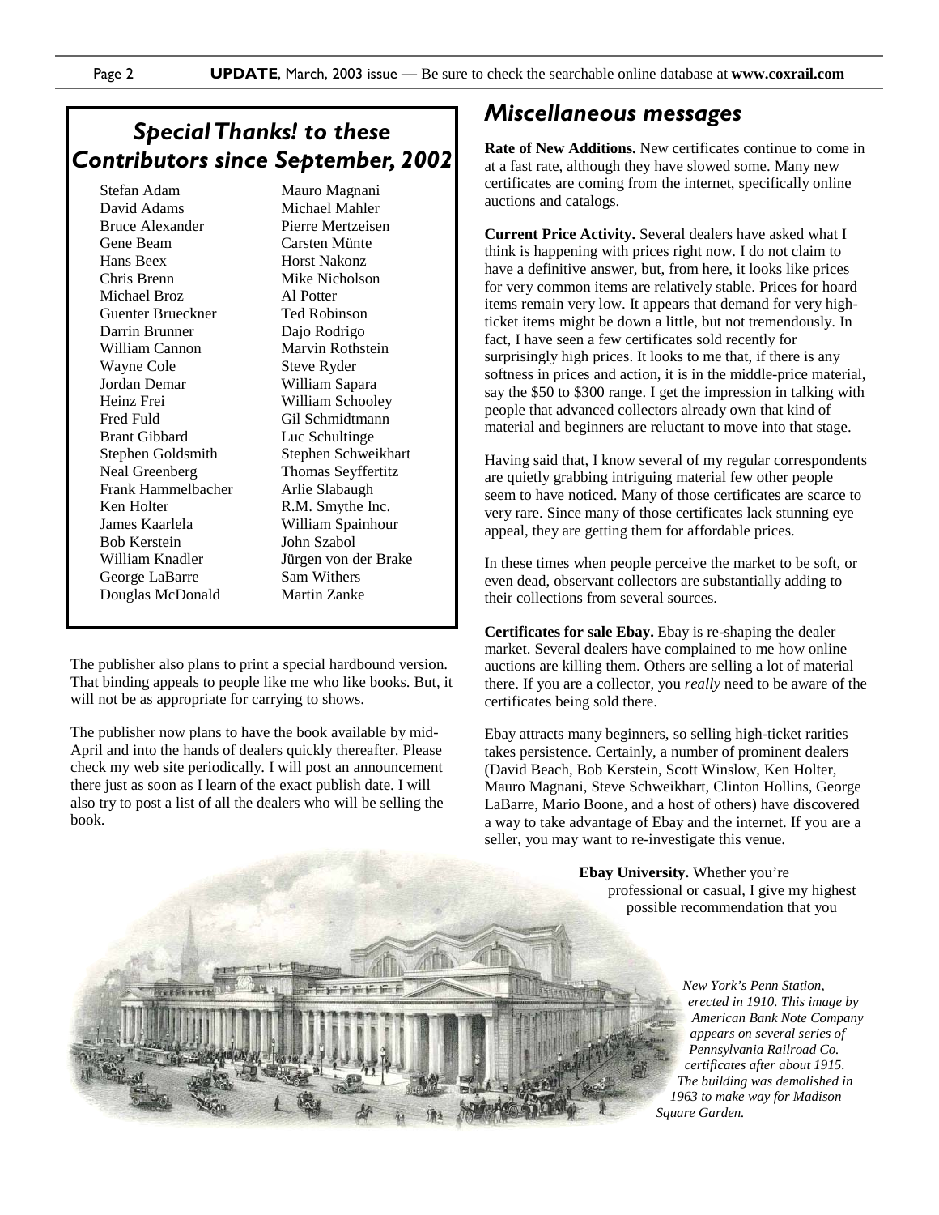## *Special Thanks! to these Contributors since September, 2002*

Stefan Adam
David Adams
Bruce Alexander
Gene Beam
Hans Beex
Chris Brenn
Michael Broz
Guenter Brueckner
Darrin Brunner
William Cannon
Wayne Cole
Jordan Demar
Heinz Frei
Fred Fuld
Brant Gibbard
Stephen Goldsmith
Neal Greenberg
Frank Hammelbacher
Ken Holter
James Kaarlela
Bob Kerstein
William Knadler
George LaBarre
Douglas McDonald
Mauro Magnani
Michael Mahler
Pierre Mertzeisen
Carsten Münte
Horst Nakonz
Mike Nicholson
Al Potter
Ted Robinson
Dajo Rodrigo
Marvin Rothstein
Steve Ryder
William Sapara
William Schooley
Gil Schmidtmann
Luc Schultinge
Stephen Schweikhart
Thomas Seyffertitz
Arlie Slabaugh
R.M. Smythe Inc.
William Spainhour
John Szabol
Jürgen von der Brake
Sam Withers
Martin Zanke

The publisher also plans to print a special hardbound version. That binding appeals to people like me who like books. But, it will not be as appropriate for carrying to shows.

The publisher now plans to have the book available by mid-April and into the hands of dealers quickly thereafter. Please check my web site periodically. I will post an announcement there just as soon as I learn of the exact publish date. I will also try to post a list of all the dealers who will be selling the book.

## *Miscellaneous messages*

**Rate of New Additions.** New certificates continue to come in at a fast rate, although they have slowed some. Many new certificates are coming from the internet, specifically online auctions and catalogs.

**Current Price Activity.** Several dealers have asked what I think is happening with prices right now. I do not claim to have a definitive answer, but, from here, it looks like prices for very common items are relatively stable. Prices for hoard items remain very low. It appears that demand for very high-ticket items might be down a little, but not tremendously. In fact, I have seen a few certificates sold recently for surprisingly high prices. It looks to me that, if there is any softness in prices and action, it is in the middle-price material, say the $50 to $300 range. I get the impression in talking with people that advanced collectors already own that kind of material and beginners are reluctant to move into that stage.

Having said that, I know several of my regular correspondents are quietly grabbing intriguing material few other people seem to have noticed. Many of those certificates are scarce to very rare. Since many of those certificates lack stunning eye appeal, they are getting them for affordable prices.

In these times when people perceive the market to be soft, or even dead, observant collectors are substantially adding to their collections from several sources.

**Certificates for sale Ebay.** Ebay is re-shaping the dealer market. Several dealers have complained to me how online auctions are killing them. Others are selling a lot of material there. If you are a collector, you *really* need to be aware of the certificates being sold there.

Ebay attracts many beginners, so selling high-ticket rarities takes persistence. Certainly, a number of prominent dealers (David Beach, Bob Kerstein, Scott Winslow, Ken Holter, Mauro Magnani, Steve Schweikhart, Clinton Hollins, George LaBarre, Mario Boone, and a host of others) have discovered a way to take advantage of Ebay and the internet. If you are a seller, you may want to re-investigate this venue.

**Ebay University.** Whether you're professional or casual, I give my highest possible recommendation that you

*New York's Penn Station, erected in 1910. This image by American Bank Note Company appears on several series of Pennsylvania Railroad Co. certificates after about 1915. The building was demolished in 1963 to make way for Madison Square Garden.*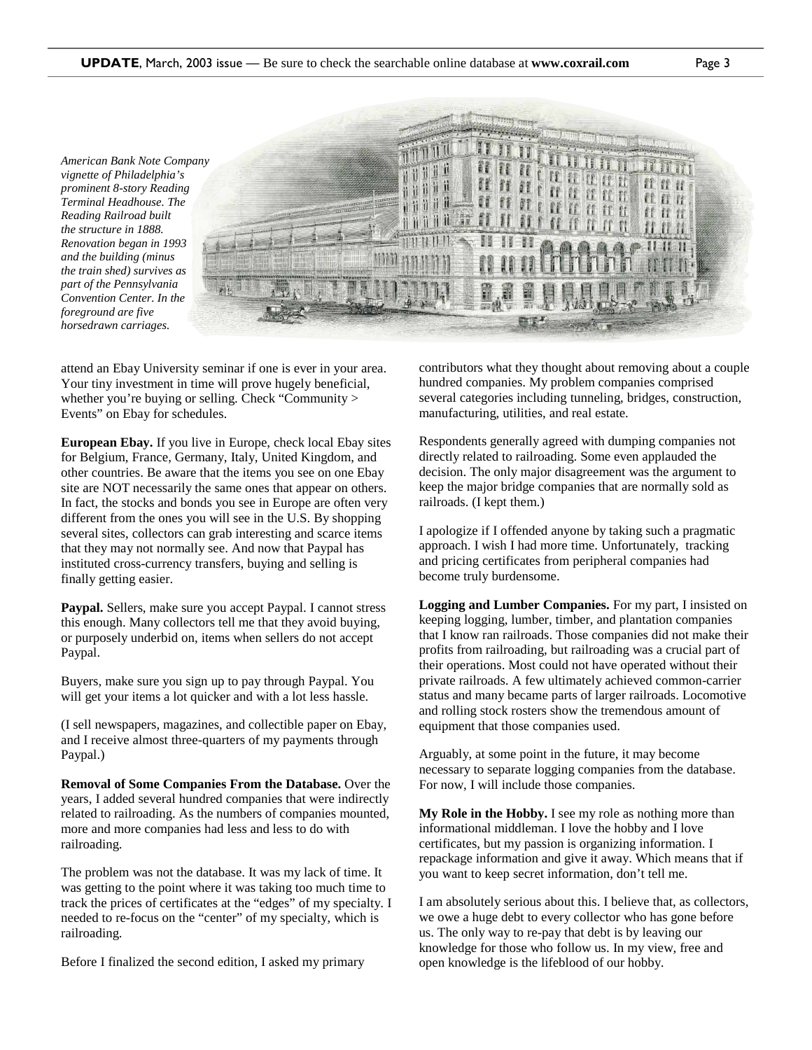*American Bank Note Company vignette of Philadelphia's prominent 8-story Reading Terminal Headhouse. The Reading Railroad built the structure in 1888. Renovation began in 1993 and the building (minus the train shed) survives as part of the Pennsylvania Convention Center. In the foreground are five horsedrawn carriages.*

attend an Ebay University seminar if one is ever in your area. Your tiny investment in time will prove hugely beneficial, whether you're buying or selling. Check "Community > Events" on Ebay for schedules.

**European Ebay.** If you live in Europe, check local Ebay sites for Belgium, France, Germany, Italy, United Kingdom, and other countries. Be aware that the items you see on one Ebay site are NOT necessarily the same ones that appear on others. In fact, the stocks and bonds you see in Europe are often very different from the ones you will see in the U.S. By shopping several sites, collectors can grab interesting and scarce items that they may not normally see. And now that Paypal has instituted cross-currency transfers, buying and selling is finally getting easier.

**Paypal.** Sellers, make sure you accept Paypal. I cannot stress this enough. Many collectors tell me that they avoid buying, or purposely underbid on, items when sellers do not accept Paypal.

Buyers, make sure you sign up to pay through Paypal. You will get your items a lot quicker and with a lot less hassle.

(I sell newspapers, magazines, and collectible paper on Ebay, and I receive almost three-quarters of my payments through Paypal.)

**Removal of Some Companies From the Database.** Over the years, I added several hundred companies that were indirectly related to railroading. As the numbers of companies mounted, more and more companies had less and less to do with railroading.

The problem was not the database. It was my lack of time. It was getting to the point where it was taking too much time to track the prices of certificates at the "edges" of my specialty. I needed to re-focus on the "center" of my specialty, which is railroading.

Before I finalized the second edition, I asked my primary contributors what they thought about removing about a couple hundred companies. My problem companies comprised several categories including tunneling, bridges, construction, manufacturing, utilities, and real estate.

Respondents generally agreed with dumping companies not directly related to railroading. Some even applauded the decision. The only major disagreement was the argument to keep the major bridge companies that are normally sold as railroads. (I kept them.)

I apologize if I offended anyone by taking such a pragmatic approach. I wish I had more time. Unfortunately, tracking and pricing certificates from peripheral companies had become truly burdensome.

**Logging and Lumber Companies.** For my part, I insisted on keeping logging, lumber, timber, and plantation companies that I know ran railroads. Those companies did not make their profits from railroading, but railroading was a crucial part of their operations. Most could not have operated without their private railroads. A few ultimately achieved common-carrier status and many became parts of larger railroads. Locomotive and rolling stock rosters show the tremendous amount of equipment that those companies used.

Arguably, at some point in the future, it may become necessary to separate logging companies from the database. For now, I will include those companies.

**My Role in the Hobby.** I see my role as nothing more than informational middleman. I love the hobby and I love certificates, but my passion is organizing information. I repackage information and give it away. Which means that if you want to keep secret information, don't tell me.

I am absolutely serious about this. I believe that, as collectors, we owe a huge debt to every collector who has gone before us. The only way to re-pay that debt is by leaving our knowledge for those who follow us. In my view, free and open knowledge is the lifeblood of our hobby.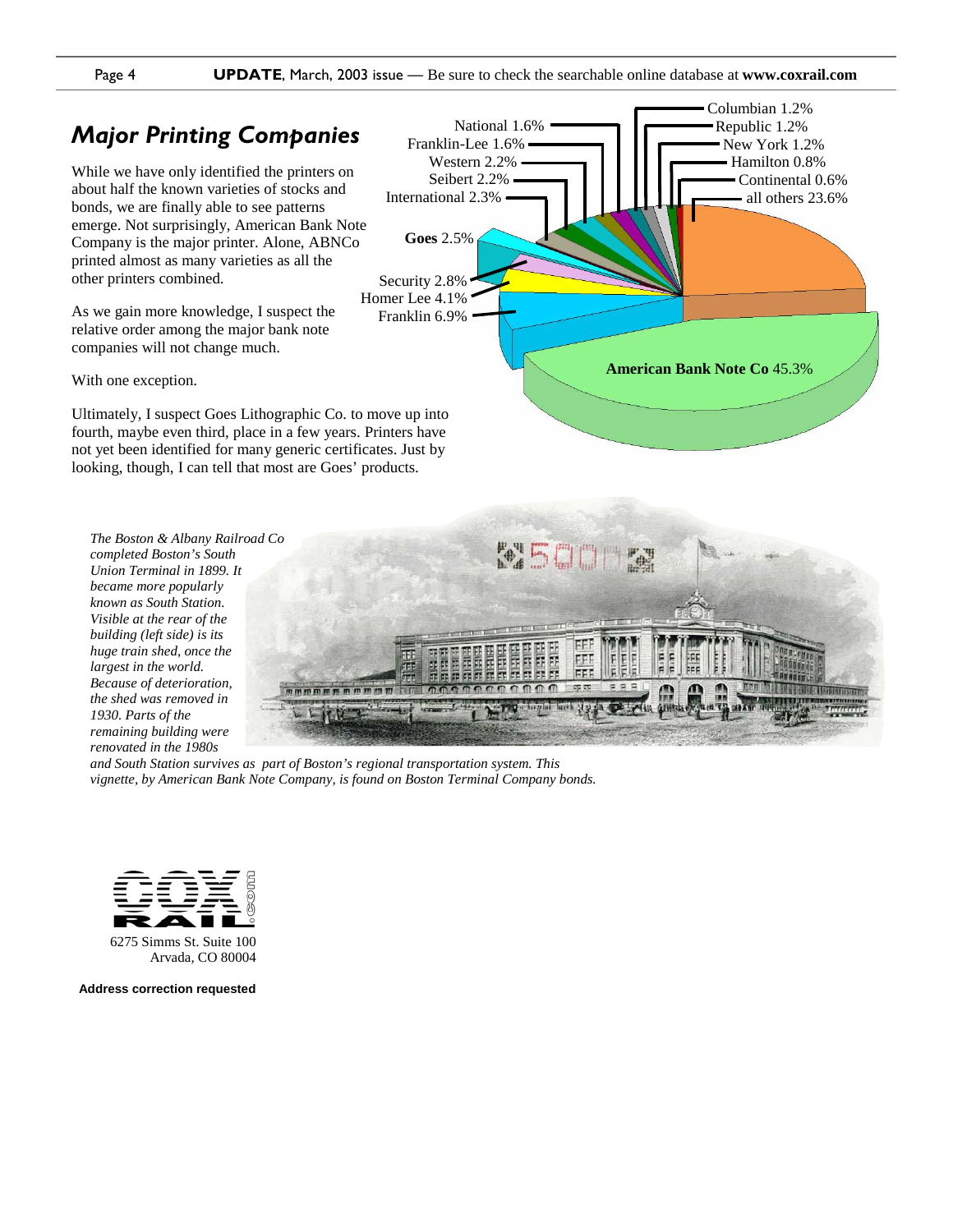## *Major Printing Companies*

While we have only identified the printers on about half the known varieties of stocks and bonds, we are finally able to see patterns emerge. Not surprisingly, American Bank Note Company is the major printer. Alone, ABNCo printed almost as many varieties as all the other printers combined.

As we gain more knowledge, I suspect the relative order among the major bank note companies will not change much.

With one exception.

Ultimately, I suspect Goes Lithographic Co. to move up into fourth, maybe even third, place in a few years. Printers have not yet been identified for many generic certificates. Just by looking, though, I can tell that most are Goes' products.

National 1.6%
Franklin-Lee 1.6%
Western 2.2%
Seibert 2.2%
International 2.3%
**Goes** 2.5%
Security 2.8%
Homer Lee 4.1%
Franklin 6.9%
Columbian 1.2%
Republic 1.2%
New York 1.2%
Hamilton 0.8%
Continental 0.6%
all others 23.6%
**American Bank Note Co** 45.3%

*The Boston & Albany Railroad Co completed Boston's South Union Terminal in 1899. It became more popularly known as South Station. Visible at the rear of the building (left side) is its huge train shed, once the largest in the world. Because of deterioration, the shed was removed in 1930. Parts of the remaining building were renovated in the 1980s and South Station survives as part of Boston's regional transportation system. This vignette, by American Bank Note Company, is found on Boston Terminal Company bonds.*

COX RAIL .com
6275 Simms St. Suite 100
Arvada, CO 80004

**Address correction requested**